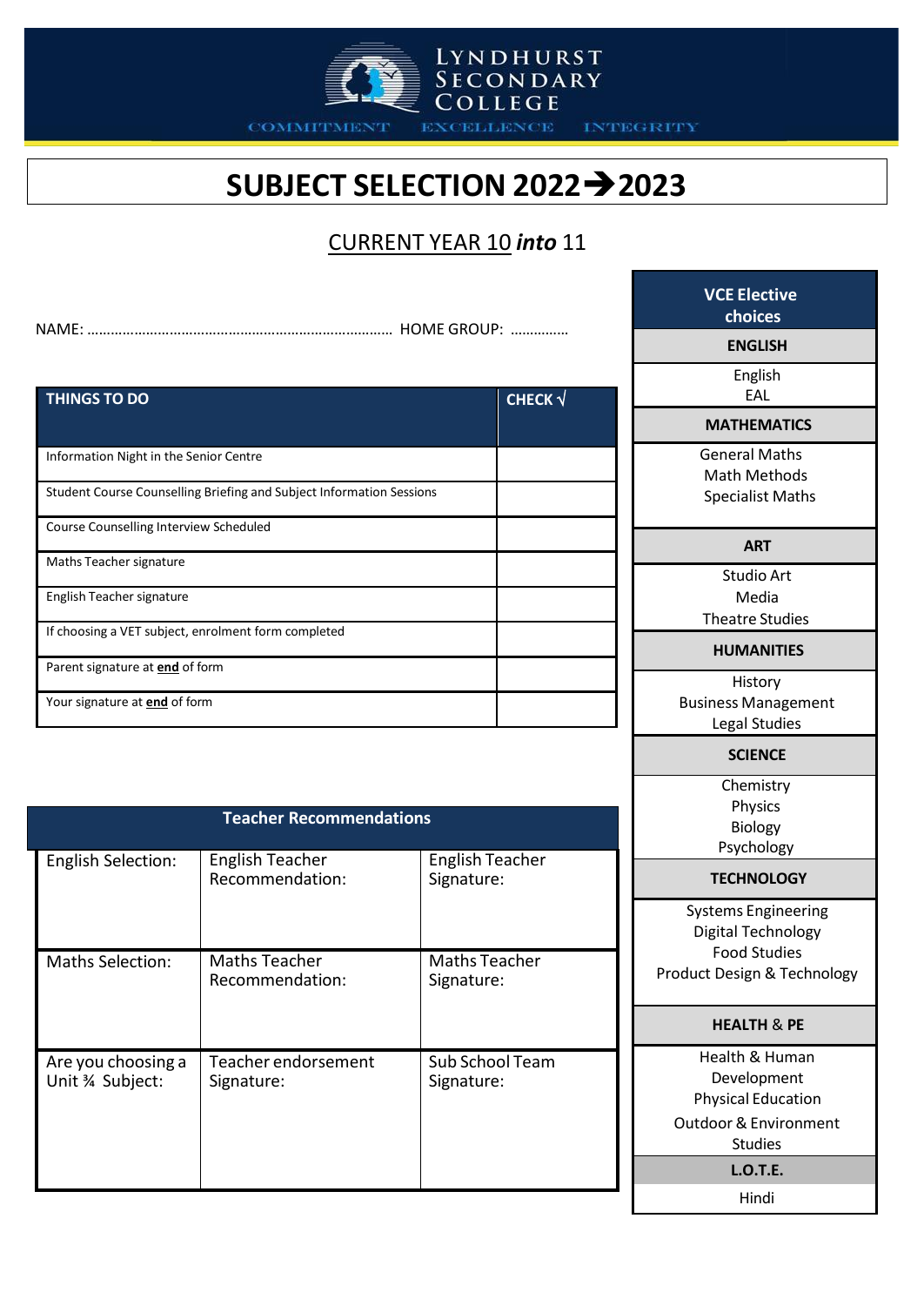LYNDHURST SECONDARY COLLEGE

COMMITMENT EXCELLENCE INTEGRITY

# SUBJECT SELECTION 2022➔2023

## CURRENT YEAR 10 *into* 11

NAME: ………………………………………………………………… HOME GROUP: ……………

| THINGS TO DO | CHECK √ |
|---|---|
| Information Night in the Senior Centre | |
| Student Course Counselling Briefing and Subject Information Sessions | |
| Course Counselling Interview Scheduled | |
| Maths Teacher signature | |
| English Teacher signature | |
| If choosing a VET subject, enrolment form completed | |
| Parent signature at **end** of form | |
| Your signature at **end** of form | |

| Teacher Recommendations | | |
|---|---|---|
| English Selection: | English Teacher Recommendation: | English Teacher Signature: |
| Maths Selection: | Maths Teacher Recommendation: | Maths Teacher Signature: |
| Are you choosing a Unit ¾ Subject: | Teacher endorsement Signature: | Sub School Team Signature: |

| VCE Elective choices |
|---|
| **ENGLISH** |
| English<br>EAL |
| **MATHEMATICS** |
| General Maths<br>Math Methods<br>Specialist Maths |
| **ART** |
| Studio Art<br>Media<br>Theatre Studies |
| **HUMANITIES** |
| History<br>Business Management<br>Legal Studies |
| **SCIENCE** |
| Chemistry<br>Physics<br>Biology<br>Psychology |
| **TECHNOLOGY** |
| Systems Engineering<br>Digital Technology<br>Food Studies<br>Product Design & Technology |
| **HEALTH & PE** |
| Health & Human Development<br>Physical Education<br>Outdoor & Environment Studies |
| **L.O.T.E.** |
| Hindi |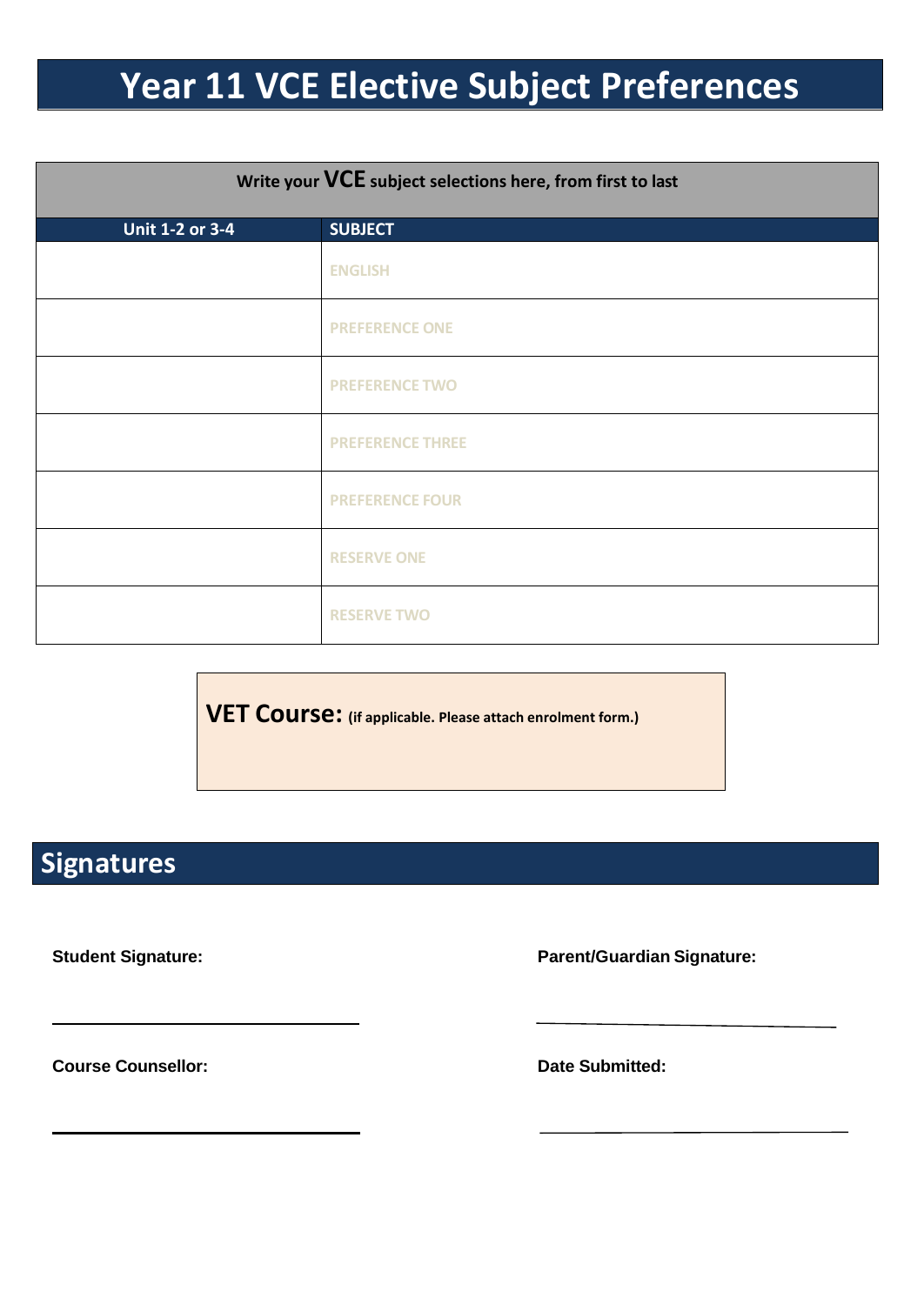# Year 11 VCE Elective Subject Preferences

| Write your **VCE** subject selections here, from first to last | |
|---|---|
| **Unit 1-2 or 3-4** | **SUBJECT** |
| | ENGLISH |
| | PREFERENCE ONE |
| | PREFERENCE TWO |
| | PREFERENCE THREE |
| | PREFERENCE FOUR |
| | RESERVE ONE |
| | RESERVE TWO |

**VET Course:** **(if applicable. Please attach enrolment form.)**

## Signatures

**Student Signature:** ______________________________

**Parent/Guardian Signature:** ______________________________

**Course Counsellor:** ______________________________

**Date Submitted:** ______________________________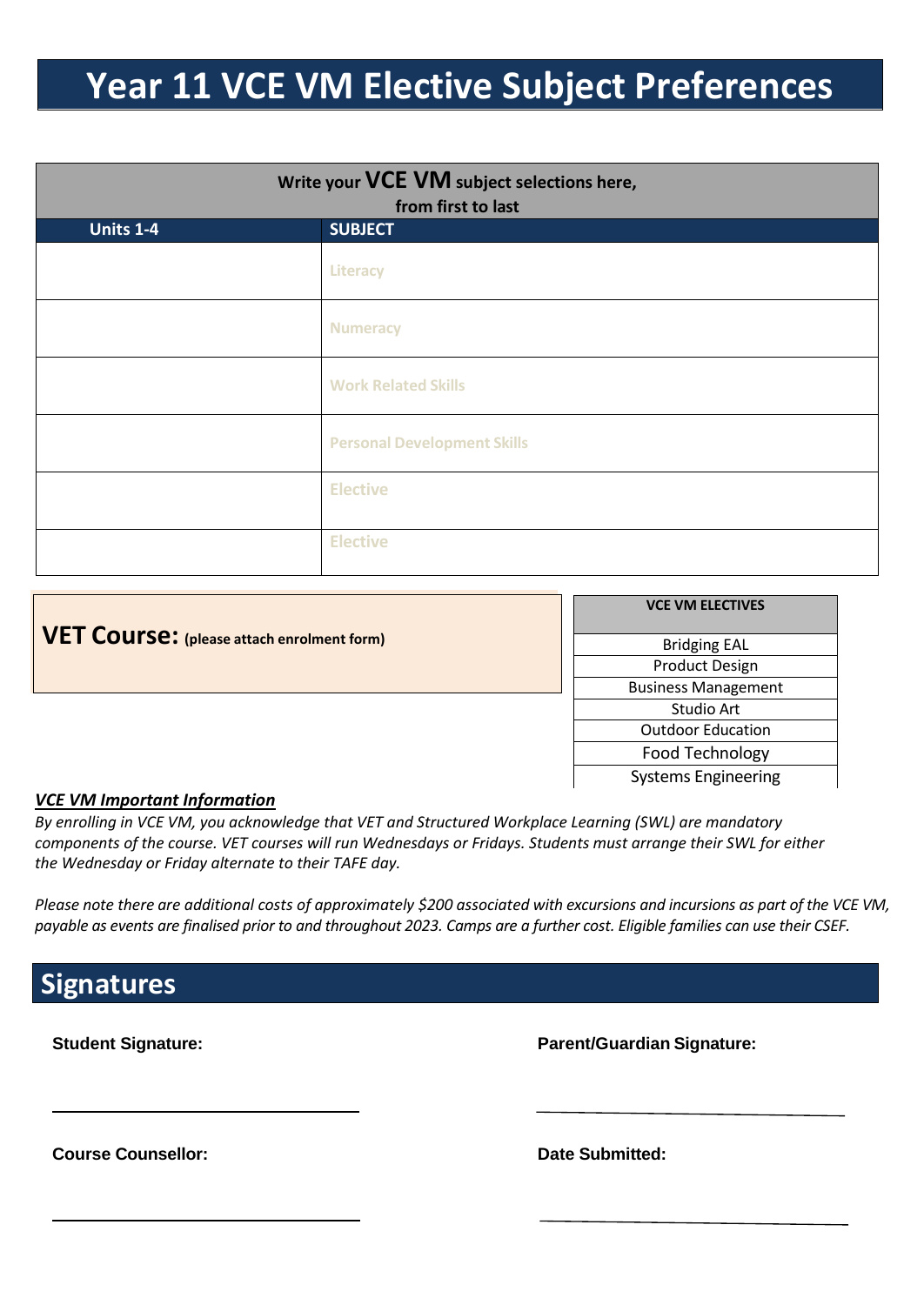# Year 11 VCE VM Elective Subject Preferences

| Write your VCE VM subject selections here, from first to last | |
|---|---|
| **Units 1-4** | **SUBJECT** |
| | Literacy |
| | Numeracy |
| | Work Related Skills |
| | Personal Development Skills |
| | Elective |
| | Elective |

**VET Course:** **(please attach enrolment form)**

| VCE VM ELECTIVES |
|---|
| Bridging EAL |
| Product Design |
| Business Management |
| Studio Art |
| Outdoor Education |
| Food Technology |
| Systems Engineering |

***VCE VM Important Information***

*By enrolling in VCE VM, you acknowledge that VET and Structured Workplace Learning (SWL) are mandatory components of the course. VET courses will run Wednesdays or Fridays. Students must arrange their SWL for either the Wednesday or Friday alternate to their TAFE day.*

*Please note there are additional costs of approximately $200 associated with excursions and incursions as part of the VCE VM, payable as events are finalised prior to and throughout 2023. Camps are a further cost. Eligible families can use their CSEF.*

## Signatures

**Student Signature:** ______________________________

**Parent/Guardian Signature:** ______________________________

**Course Counsellor:** ______________________________

**Date Submitted:** ______________________________